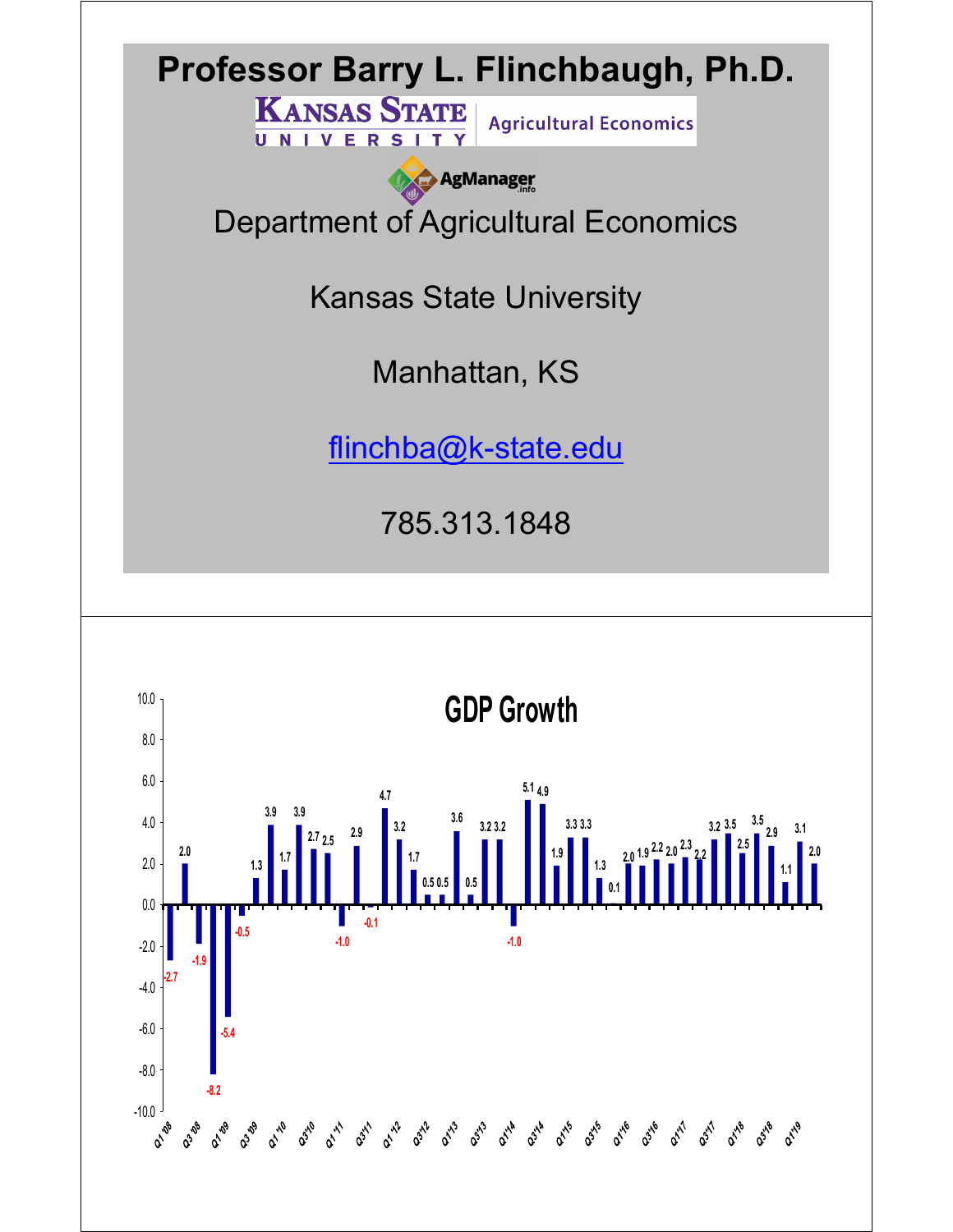# Professor Barry L. Flinchbaugh, Ph.D.

Kansas State University | Agricultural Economics

AgManager.info

Department of Agricultural Economics

Kansas State University

Manhattan, KS

flinchba@k-state.edu

785.313.1848

## GDP Growth

| Quarter | GDP Growth |
|---|---|
| Q1'08 | -2.7 |
| Q2'08 | 2.0 |
| Q3'08 | -1.9 |
| Q4'08 | -8.2 |
| Q1'09 | -5.4 |
| Q2'09 | -0.5 |
| Q3'09 | 1.3 |
| Q4'09 | 3.9 |
| Q1'10 | 1.7 |
| Q2'10 | 3.9 |
| Q3'10 | 2.7 |
| Q4'10 | 2.5 |
| Q1'11 | -1.0 |
| Q2'11 | 2.9 |
| Q3'11 | -0.1 |
| Q4'11 | 4.7 |
| Q1'12 | 3.2 |
| Q2'12 | 1.7 |
| Q3'12 | 0.5 |
| Q4'12 | 0.5 |
| Q1'13 | 3.6 |
| Q2'13 | 0.5 |
| Q3'13 | 3.2 |
| Q4'13 | 3.2 |
| Q1'14 | -1.0 |
| Q2'14 | 5.1 |
| Q3'14 | 4.9 |
| Q4'14 | 1.9 |
| Q1'15 | 3.3 |
| Q2'15 | 3.3 |
| Q3'15 | 1.3 |
| Q4'15 | 0.1 |
| Q1'16 | 2.0 |
| Q2'16 | 1.9 |
| Q3'16 | 2.2 |
| Q4'16 | 2.0 |
| Q1'17 | 2.3 |
| Q2'17 | 2.2 |
| Q3'17 | 3.2 |
| Q4'17 | 3.5 |
| Q1'18 | 2.5 |
| Q2'18 | 3.5 |
| Q3'18 | 2.9 |
| Q4'18 | 1.1 |
| Q1'19 | 3.1 |
| Q2'19 | 2.0 |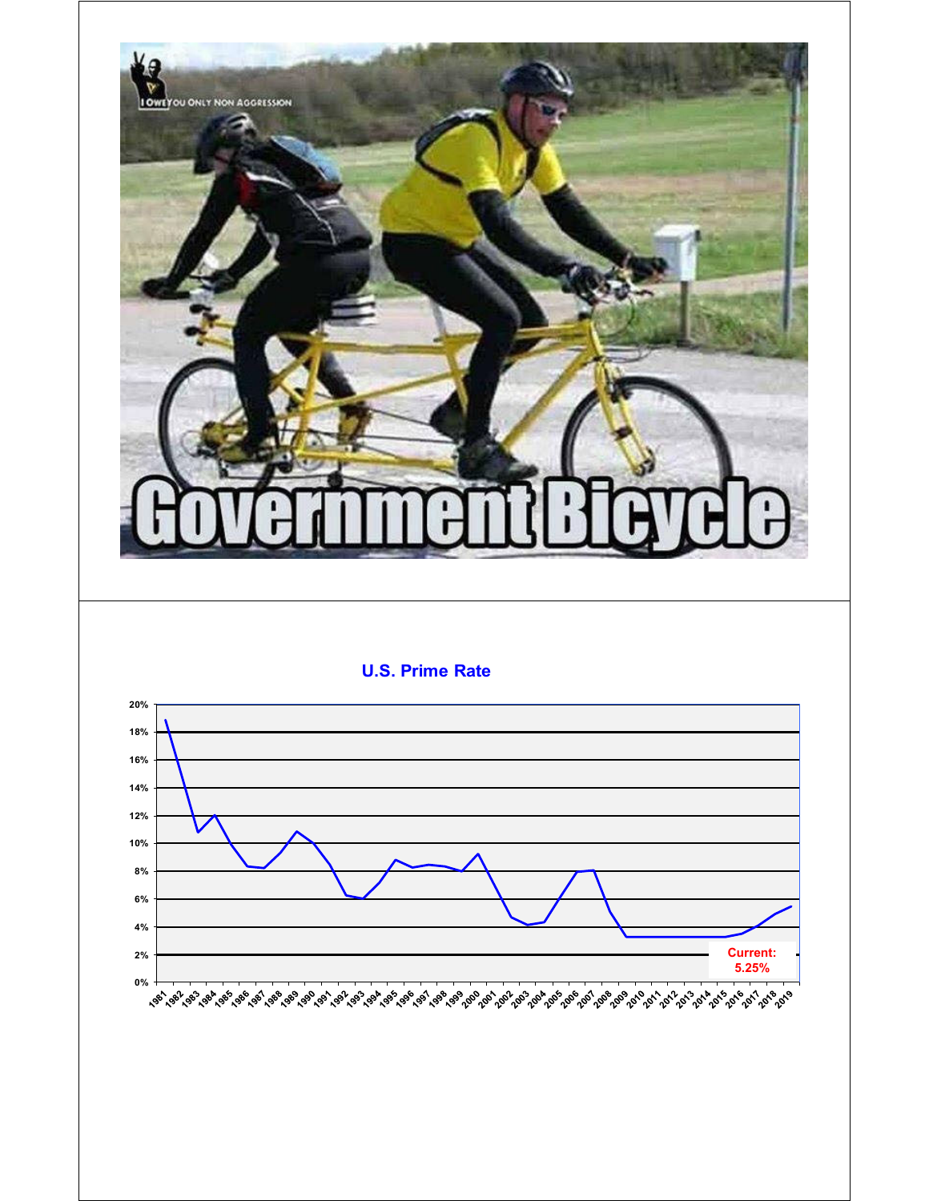Government Bicycle

## U.S. Prime Rate

Current: 5.25%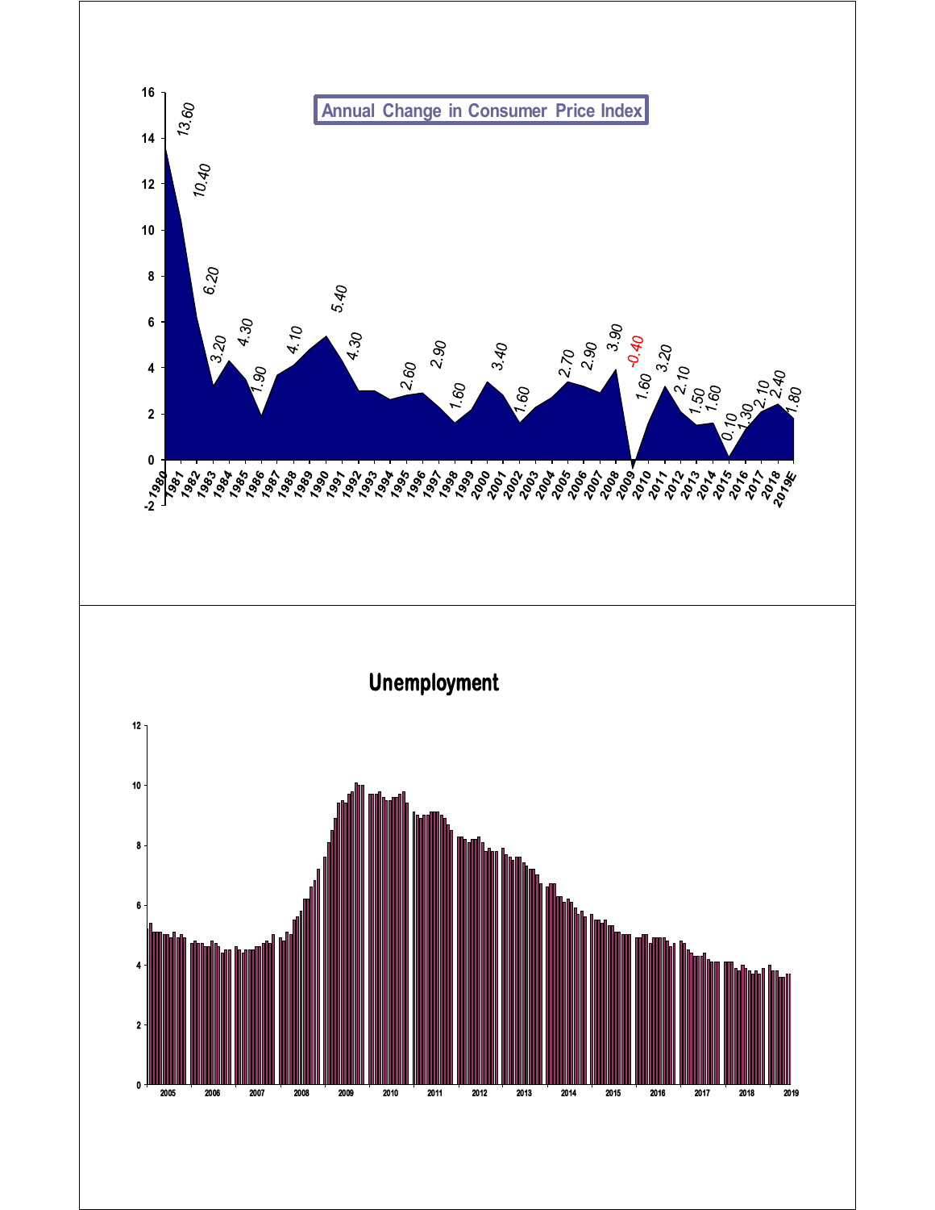## Annual Change in Consumer Price Index

| Year | Annual Change (%) |
|---|---|
| 1980 | 13.60 |
| 1981 | 10.40 |
| 1982 | 6.20 |
| 1983 | 3.20 |
| 1985 | 4.30 |
| 1986 | 1.90 |
| 1988 | 4.10 |
| 1990 | 5.40 |
| 1991 | 4.30 |
| 1994 | 2.60 |
| 1996 | 2.90 |
| 1998 | 1.60 |
| 2000 | 3.40 |
| 2002 | 1.60 |
| 2004 | 2.70 |
| 2006 | 2.90 |
| 2008 | 3.90 |
| 2009 | -0.40 |
| 2010 | 1.60 |
| 2011 | 3.20 |
| 2012 | 2.10 |
| 2013 | 1.50 |
| 2014 | 1.60 |
| 2015 | 0.10 |
| 2016 | 1.30 |
| 2017 | 2.10 |
| 2018 | 2.40 |
| 2019E | 1.80 |

## Unemployment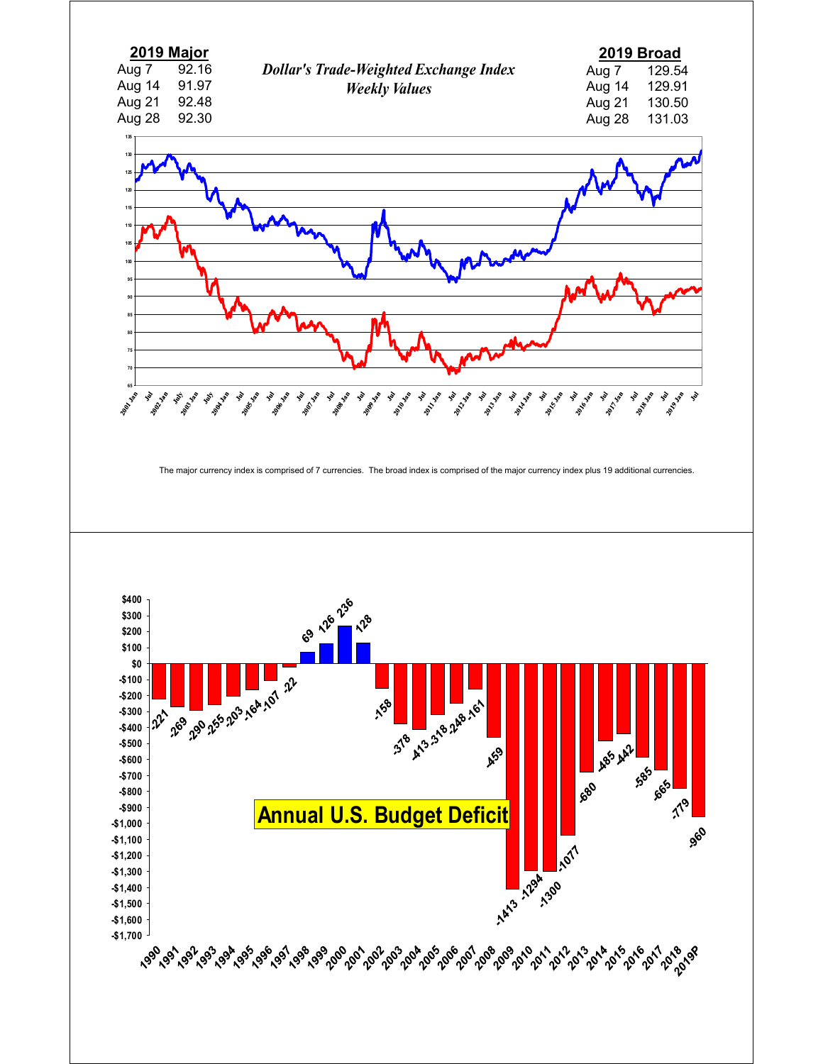## Dollar's Trade-Weighted Exchange Index

*Weekly Values*

| 2019 Major | |
|---|---|
| Aug 7 | 92.16 |
| Aug 14 | 91.97 |
| Aug 21 | 92.48 |
| Aug 28 | 92.30 |

| 2019 Broad | |
|---|---|
| Aug 7 | 129.54 |
| Aug 14 | 129.91 |
| Aug 21 | 130.50 |
| Aug 28 | 131.03 |

The major currency index is comprised of 7 currencies. The broad index is comprised of the major currency index plus 19 additional currencies.

## Annual U.S. Budget Deficit

| Year | Surplus/Deficit ($ billions) |
|---|---|
| 1990 | -221 |
| 1991 | -269 |
| 1992 | -290 |
| 1993 | -255 |
| 1994 | -203 |
| 1995 | -164 |
| 1996 | -107 |
| 1997 | -22 |
| 1998 | 69 |
| 1999 | 126 |
| 2000 | 236 |
| 2001 | 128 |
| 2002 | -158 |
| 2003 | -378 |
| 2004 | -413 |
| 2005 | -318 |
| 2006 | -248 |
| 2007 | -161 |
| 2008 | -459 |
| 2009 | -1413 |
| 2010 | -1294 |
| 2011 | -1300 |
| 2012 | -1077 |
| 2013 | -680 |
| 2014 | -485 |
| 2015 | -442 |
| 2016 | -585 |
| 2017 | -665 |
| 2018 | -779 |
| 2019P | -960 |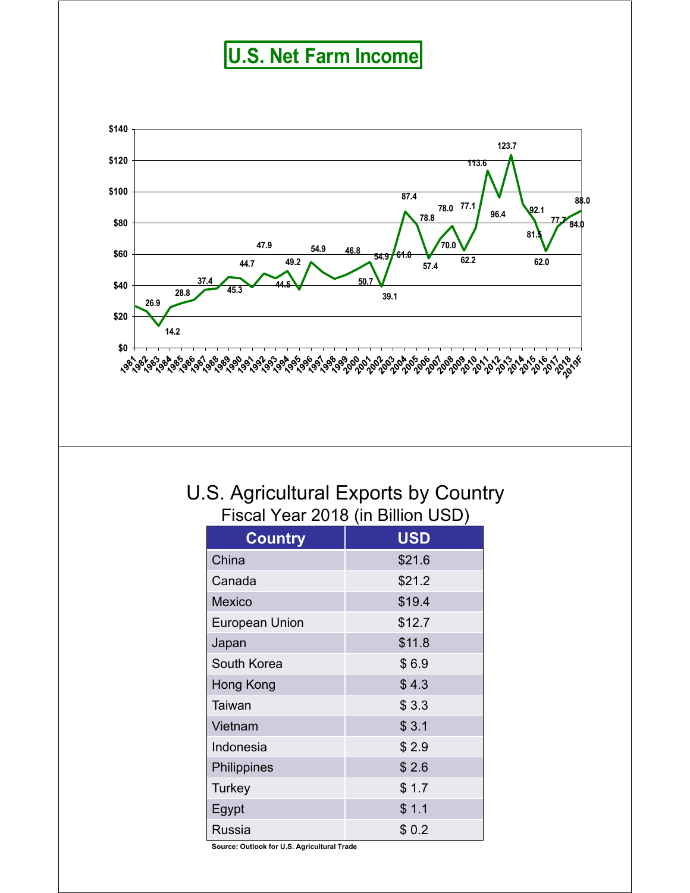# U.S. Net Farm Income

$140
$120
$100
$80
$60
$40
$20
$0

123.7
113.6
96.4
92.1
88.0
87.4
84.0
81.5
78.8
78.0
77.7
77.1
70.0
62.2
62.0
61.0
57.4
54.9
54.9
50.7
49.2
47.9
46.8
45.3
44.7
44.5
39.1
37.4
28.8
26.9
14.2

1981 1982 1983 1984 1985 1986 1987 1988 1989 1990 1991 1992 1993 1994 1995 1996 1997 1998 1999 2000 2001 2002 2003 2004 2005 2006 2007 2008 2009 2010 2011 2012 2013 2014 2015 2016 2017 2018 2019F

## U.S. Agricultural Exports by Country

### Fiscal Year 2018 (in Billion USD)

| Country | USD |
|---|---|
| China | $21.6 |
| Canada | $21.2 |
| Mexico | $19.4 |
| European Union | $12.7 |
| Japan | $11.8 |
| South Korea | $ 6.9 |
| Hong Kong | $ 4.3 |
| Taiwan | $ 3.3 |
| Vietnam | $ 3.1 |
| Indonesia | $ 2.9 |
| Philippines | $ 2.6 |
| Turkey | $ 1.7 |
| Egypt | $ 1.1 |
| Russia | $ 0.2 |

**Source: Outlook for U.S. Agricultural Trade**